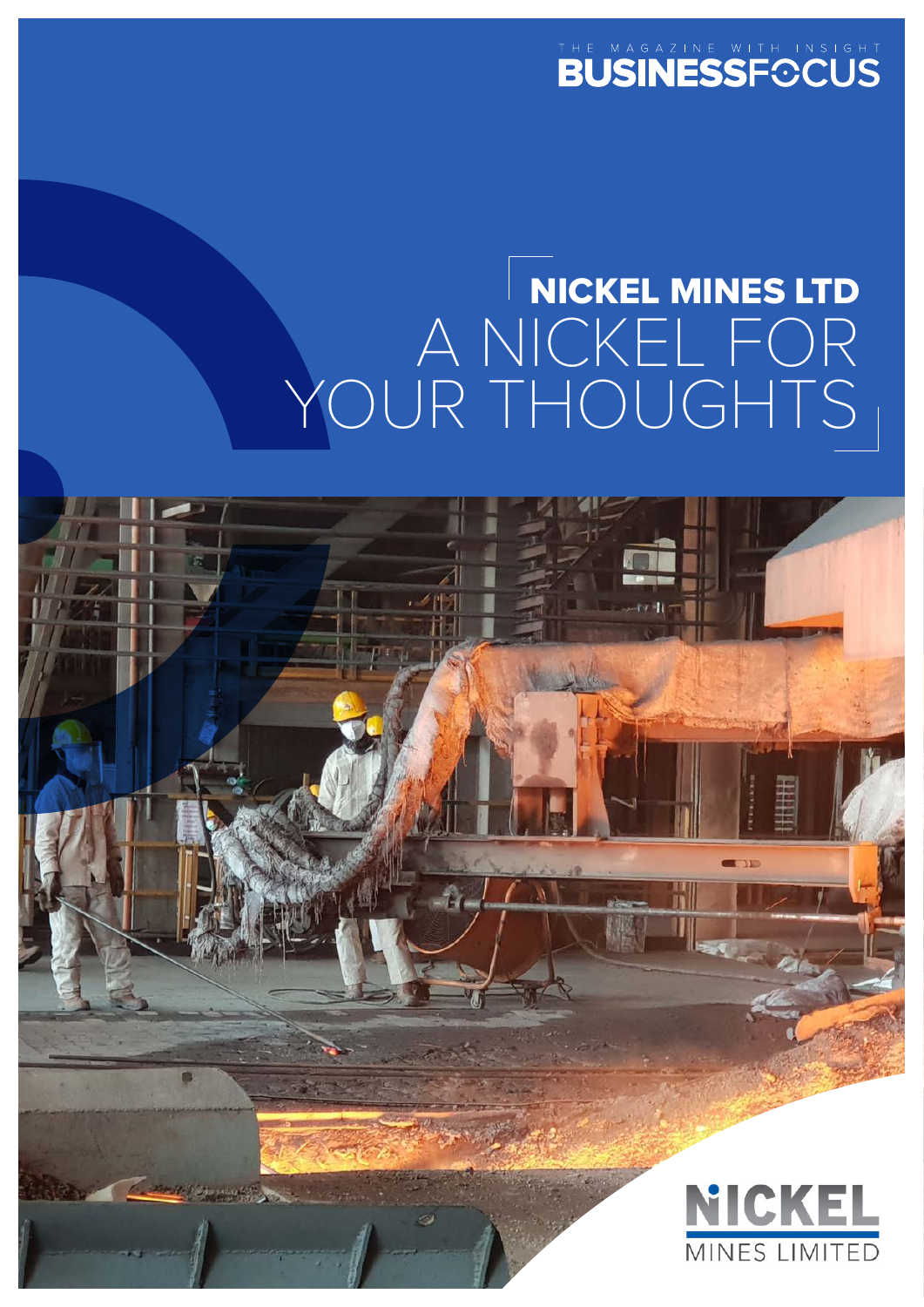THE MAGAZINE WITH INSIGHT

BUSINESSFOCUS

# NICKEL MINES LTD

# A NICKEL FOR YOUR THOUGHTS

NICKEL MINES LIMITED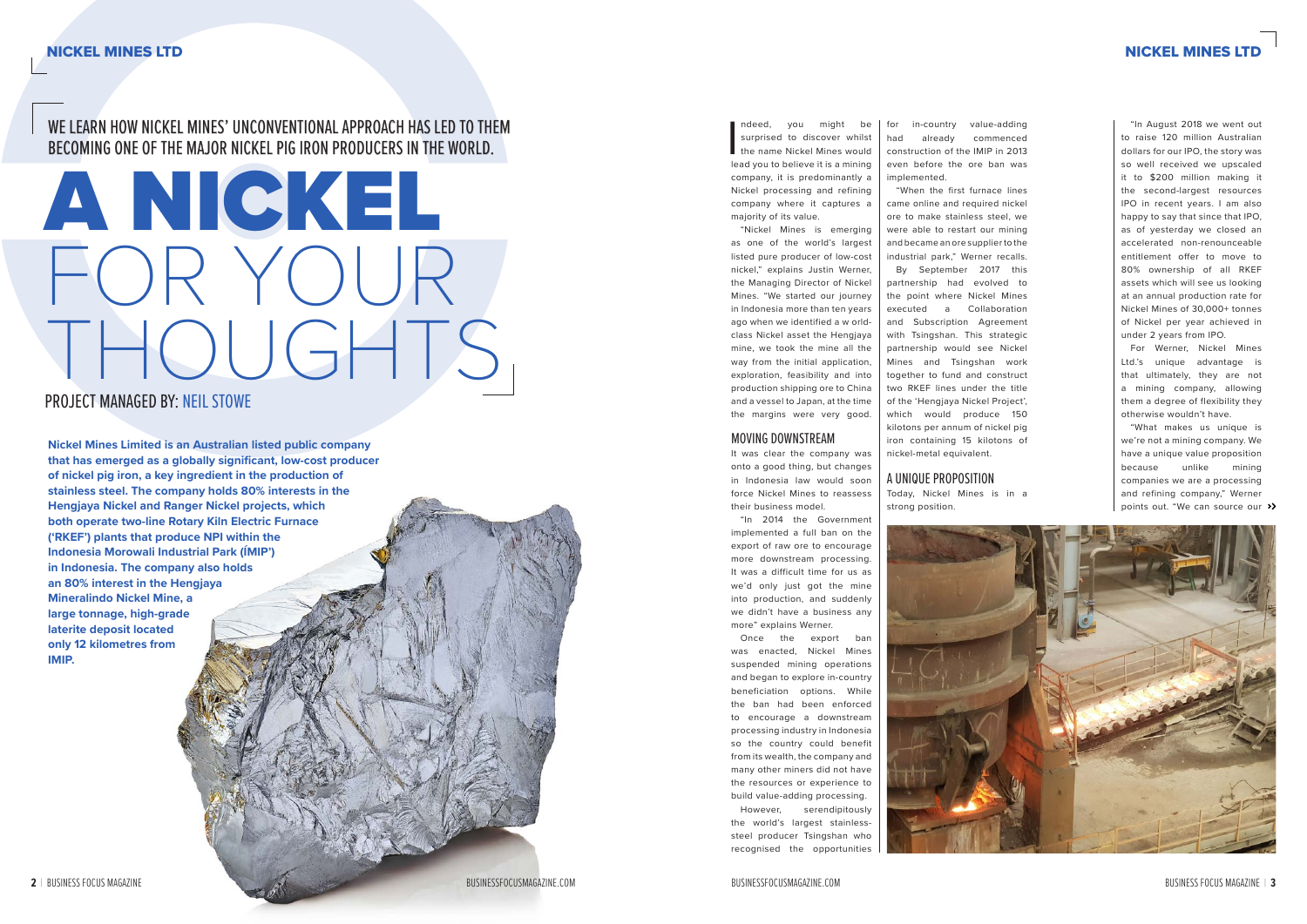WE LEARN HOW NICKEL MINES' UNCONVENTIONAL APPROACH HAS LED TO THEM BECOMING ONE OF THE MAJOR NICKEL PIG IRON PRODUCERS IN THE WORLD.

# A NICKEL FOR YOUR THOUGHTS

PROJECT MANAGED BY: NEIL STOWE

**Nickel Mines Limited is an Australian listed public company that has emerged as a globally significant, low-cost producer of nickel pig iron, a key ingredient in the production of stainless steel. The company holds 80% interests in the Hengjaya Nickel and Ranger Nickel projects, which both operate two-line Rotary Kiln Electric Furnace ('RKEF') plants that produce NPI within the Indonesia Morowali Industrial Park ('IMIP') in Indonesia. The company also holds an 80% interest in the Hengjaya Mineralindo Nickel Mine, a large tonnage, high-grade laterite deposit located only 12 kilometres from IMIP.**

Indeed, you might be surprised to discover whilst the name Nickel Mines would lead you to believe it is a mining company, it is predominantly a Nickel processing and refining company where it captures a majority of its value.

"Nickel Mines is emerging as one of the world's largest listed pure producer of low-cost nickel," explains Justin Werner, the Managing Director of Nickel Mines. "We started our journey in Indonesia more than ten years ago when we identified a w orld-class Nickel asset the Hengjaya mine, we took the mine all the way from the initial application, exploration, feasibility and into production shipping ore to China and a vessel to Japan, at the time the margins were very good.

## MOVING DOWNSTREAM

It was clear the company was onto a good thing, but changes in Indonesia law would soon force Nickel Mines to reassess their business model.

"In 2014 the Government implemented a full ban on the export of raw ore to encourage more downstream processing. It was a difficult time for us as we'd only just got the mine into production, and suddenly we didn't have a business any more" explains Werner.

Once the export ban was enacted, Nickel Mines suspended mining operations and began to explore in-country beneficiation options. While the ban had been enforced to encourage a downstream processing industry in Indonesia so the country could benefit from its wealth, the company and many other miners did not have the resources or experience to build value-adding processing.

However, serendipitously the world's largest stainless-steel producer Tsingshan who recognised the opportunities for in-country value-adding had already commenced construction of the IMIP in 2013 even before the ore ban was implemented.

"When the first furnace lines came online and required nickel ore to make stainless steel, we were able to restart our mining and became an ore supplier to the industrial park," Werner recalls.

By September 2017 this partnership had evolved to the point where Nickel Mines executed a Collaboration and Subscription Agreement with Tsingshan. This strategic partnership would see Nickel Mines and Tsingshan work together to fund and construct two RKEF lines under the title of the 'Hengjaya Nickel Project', which would produce 150 kilotons per annum of nickel pig iron containing 15 kilotons of nickel-metal equivalent.

## A UNIQUE PROPOSITION

Today, Nickel Mines is in a strong position.

"In August 2018 we went out to raise 120 million Australian dollars for our IPO, the story was so well received we upscaled it to $200 million making it the second-largest resources IPO in recent years. I am also happy to say that since that IPO, as of yesterday we closed an accelerated non-renounceable entitlement offer to move to 80% ownership of all RKEF assets which will see us looking at an annual production rate for Nickel Mines of 30,000+ tonnes of Nickel per year achieved in under 2 years from IPO.

For Werner, Nickel Mines Ltd.'s unique advantage is that ultimately, they are not a mining company, allowing them a degree of flexibility they otherwise wouldn't have.

"What makes us unique is we're not a mining company. We have a unique value proposition because unlike mining companies we are a processing and refining company," Werner points out. "We can source our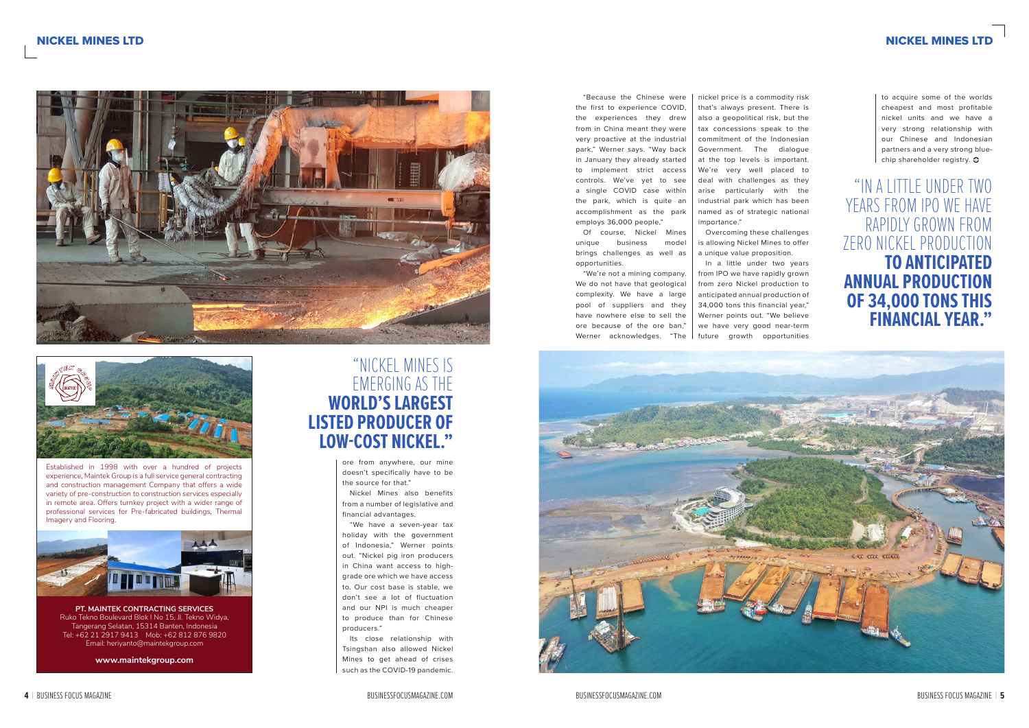Established in 1998 with over a hundred of projects experience, Maintek Group is a full service general contracting and construction management Company that offers a wide variety of pre-construction to construction services especially in remote area. Offers turnkey project with a wider range of professional services for Pre-fabricated buildings, Thermal Imagery and Flooring.

**PT. MAINTEK CONTRACTING SERVICES**
Ruko Tekno Boulevard Blok I No 15, Jl. Tekno Widya, Tangerang Selatan, 15314 Banten, Indonesia
Tel: +62 21 2917 9413 Mob: +62 812 876 9820
Email: heriyanto@maintekgroup.com

**www.maintekgroup.com**

> "NICKEL MINES IS EMERGING AS THE **WORLD'S LARGEST LISTED PRODUCER OF LOW-COST NICKEL."**

ore from anywhere, our mine doesn't specifically have to be the source for that."

Nickel Mines also benefits from a number of legislative and financial advantages.

"We have a seven-year tax holiday with the government of Indonesia," Werner points out. "Nickel pig iron producers in China want access to high-grade ore which we have access to. Our cost base is stable, we don't see a lot of fluctuation and our NPI is much cheaper to produce than for Chinese producers."

Its close relationship with Tsingshan also allowed Nickel Mines to get ahead of crises such as the COVID-19 pandemic.

"Because the Chinese were the first to experience COVID, the experiences they drew from in China meant they were very proactive at the industrial park," Werner says. "Way back in January they already started to implement strict access controls. We've yet to see a single COVID case within the park, which is quite an accomplishment as the park employs 36,000 people,"

Of course, Nickel Mines unique business model brings challenges as well as opportunities.

"We're not a mining company. We do not have that geological complexity. We have a large pool of suppliers and they have nowhere else to sell the ore because of the ore ban," Werner acknowledges. "The nickel price is a commodity risk that's always present. There is also a geopolitical risk, but the tax concessions speak to the commitment of the Indonesian Government. The dialogue at the top levels is important. We're very well placed to deal with challenges as they arise particularly with the industrial park which has been named as of strategic national importance."

Overcoming these challenges is allowing Nickel Mines to offer a unique value proposition.

"In a little under two years from IPO we have rapidly grown from zero Nickel production to anticipated annual production of 34,000 tons this financial year," Werner points out. "We believe we have very good near-term future growth opportunities to acquire some of the worlds cheapest and most profitable nickel units and we have a very strong relationship with our Chinese and Indonesian partners and a very strong blue-chip shareholder registry.

> "IN A LITTLE UNDER TWO YEARS FROM IPO WE HAVE RAPIDLY GROWN FROM ZERO NICKEL PRODUCTION **TO ANTICIPATED ANNUAL PRODUCTION OF 34,000 TONS THIS FINANCIAL YEAR."**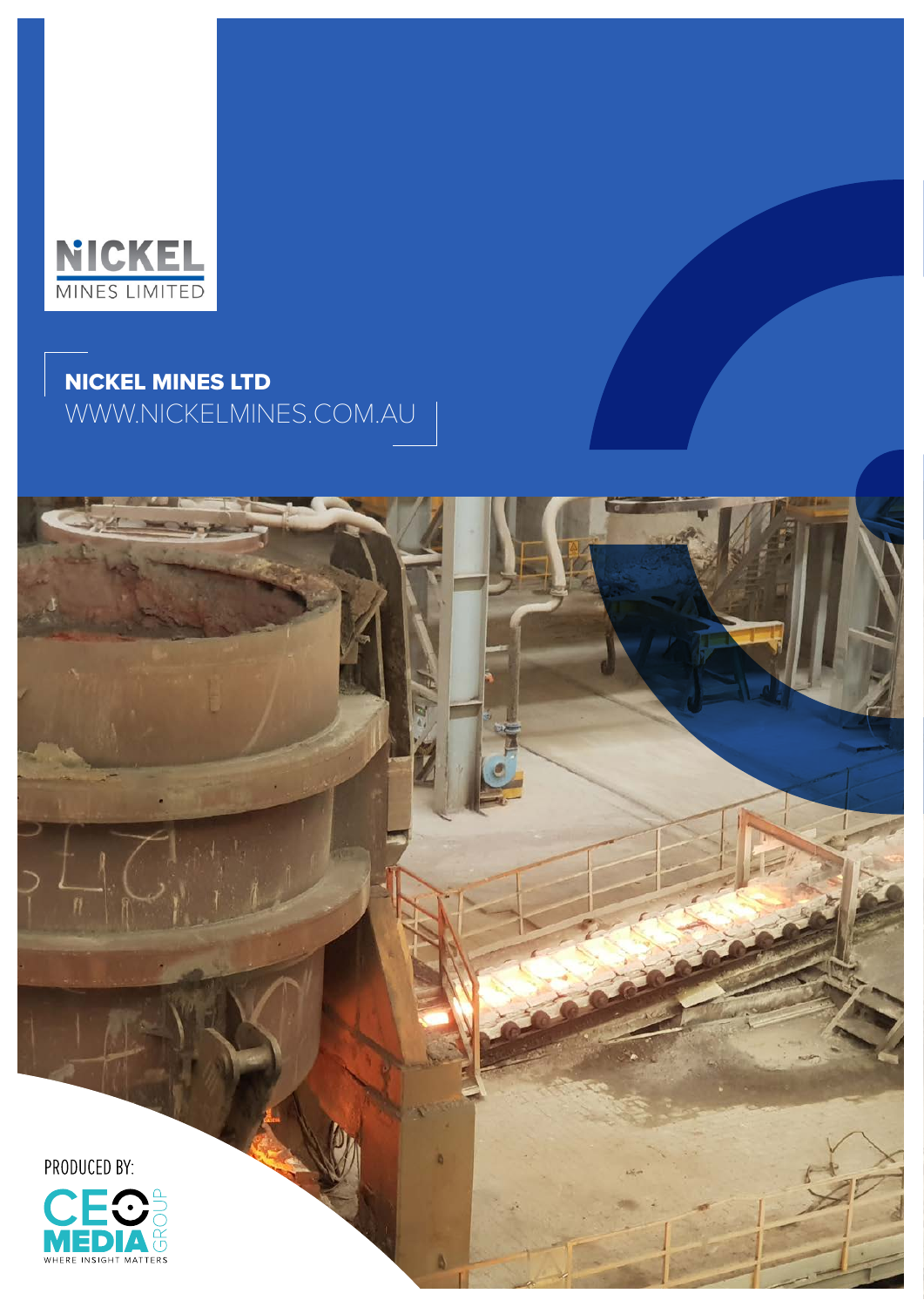NICKEL MINES LIMITED

**NICKEL MINES LTD**

WWW.NICKELMINES.COM.AU

PRODUCED BY:

CEO MEDIA GROUP

WHERE INSIGHT MATTERS